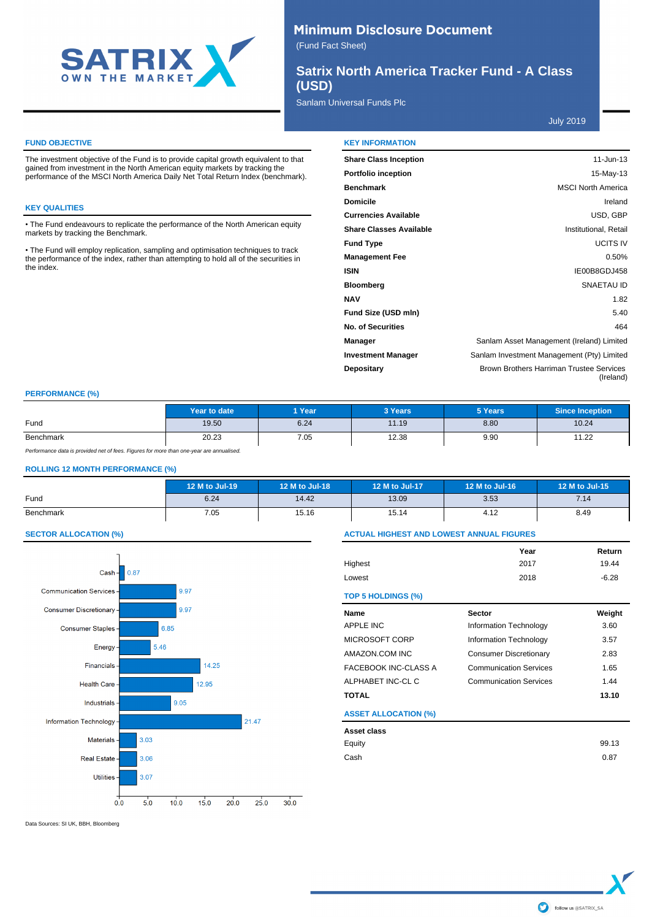# Minimum Disclosure Document

(Fund Fact Sheet)

## Satrix North America Tracker Fund - A Class (USD)

Sanlam Universal Funds Plc

July 2019

### FUND OBJECTIVE

The investment objective of the Fund is to provide capital growth equivalent to that gained from investment in the North American equity markets by tracking the performance of the MSCI North America Daily Net Total Return Index (benchmark).

### KEY QUALITIES

- The Fund endeavours to replicate the performance of the North American equity markets by tracking the Benchmark.
- The Fund will employ replication, sampling and optimisation techniques to track the performance of the index, rather than attempting to hold all of the securities in the index.

### KEY INFORMATION

| | |
|---|---|
| **Share Class Inception** | 11-Jun-13 |
| **Portfolio inception** | 15-May-13 |
| **Benchmark** | MSCI North America |
| **Domicile** | Ireland |
| **Currencies Available** | USD, GBP |
| **Share Classes Available** | Institutional, Retail |
| **Fund Type** | UCITS IV |
| **Management Fee** | 0.50% |
| **ISIN** | IE00B8GDJ458 |
| **Bloomberg** | SNAETAU ID |
| **NAV** | 1.82 |
| **Fund Size (USD mln)** | 5.40 |
| **No. of Securities** | 464 |
| **Manager** | Sanlam Asset Management (Ireland) Limited |
| **Investment Manager** | Sanlam Investment Management (Pty) Limited |
| **Depositary** | Brown Brothers Harriman Trustee Services (Ireland) |

### PERFORMANCE (%)

| | Year to date | 1 Year | 3 Years | 5 Years | Since Inception |
|---|---|---|---|---|---|
| Fund | 19.50 | 6.24 | 11.19 | 8.80 | 10.24 |
| Benchmark | 20.23 | 7.05 | 12.38 | 9.90 | 11.22 |

*Performance data is provided net of fees. Figures for more than one-year are annualised.*

### ROLLING 12 MONTH PERFORMANCE (%)

| | 12 M to Jul-19 | 12 M to Jul-18 | 12 M to Jul-17 | 12 M to Jul-16 | 12 M to Jul-15 |
|---|---|---|---|---|---|
| Fund | 6.24 | 14.42 | 13.09 | 3.53 | 7.14 |
| Benchmark | 7.05 | 15.16 | 15.14 | 4.12 | 8.49 |

### SECTOR ALLOCATION (%)

| Sector | % |
|---|---|
| Cash | 0.87 |
| Communication Services | 9.97 |
| Consumer Discretionary | 9.97 |
| Consumer Staples | 6.85 |
| Energy | 5.46 |
| Financials | 14.25 |
| Health Care | 12.95 |
| Industrials | 9.05 |
| Information Technology | 21.47 |
| Materials | 3.03 |
| Real Estate | 3.06 |
| Utilities | 3.07 |

### ACTUAL HIGHEST AND LOWEST ANNUAL FIGURES

| | Year | Return |
|---|---|---|
| Highest | 2017 | 19.44 |
| Lowest | 2018 | -6.28 |

### TOP 5 HOLDINGS (%)

| Name | Sector | Weight |
|---|---|---|
| APPLE INC | Information Technology | 3.60 |
| MICROSOFT CORP | Information Technology | 3.57 |
| AMAZON.COM INC | Consumer Discretionary | 2.83 |
| FACEBOOK INC-CLASS A | Communication Services | 1.65 |
| ALPHABET INC-CL C | Communication Services | 1.44 |
| **TOTAL** | | **13.10** |

### ASSET ALLOCATION (%)

| Asset class | |
|---|---|
| Equity | 99.13 |
| Cash | 0.87 |

Data Sources: SI UK, BBH, Bloomberg

follow us @SATRIX_SA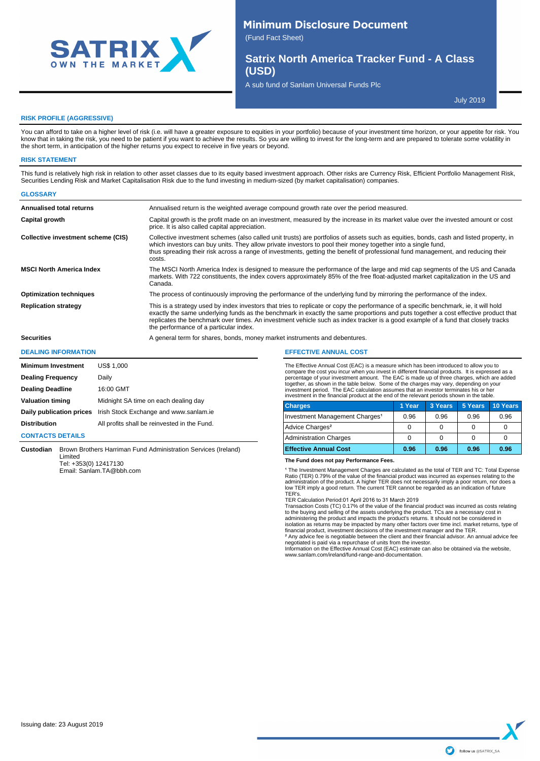# Minimum Disclosure Document

(Fund Fact Sheet)

## Satrix North America Tracker Fund - A Class (USD)

A sub fund of Sanlam Universal Funds Plc

July 2019

### RISK PROFILE (AGGRESSIVE)

You can afford to take on a higher level of risk (i.e. will have a greater exposure to equities in your portfolio) because of your investment time horizon, or your appetite for risk. You know that in taking the risk, you need to be patient if you want to achieve the results. So you are willing to invest for the long-term and are prepared to tolerate some volatility in the short term, in anticipation of the higher returns you expect to receive in five years or beyond.

### RISK STATEMENT

This fund is relatively high risk in relation to other asset classes due to its equity based investment approach. Other risks are Currency Risk, Efficient Portfolio Management Risk, Securities Lending Risk and Market Capitalisation Risk due to the fund investing in medium-sized (by market capitalisation) companies.

### GLOSSARY

| | |
|---|---|
| **Annualised total returns** | Annualised return is the weighted average compound growth rate over the period measured. |
| **Capital growth** | Capital growth is the profit made on an investment, measured by the increase in its market value over the invested amount or cost price. It is also called capital appreciation. |
| **Collective investment scheme (CIS)** | Collective investment schemes (also called unit trusts) are portfolios of assets such as equities, bonds, cash and listed property, in which investors can buy units. They allow private investors to pool their money together into a single fund, thus spreading their risk across a range of investments, getting the benefit of professional fund management, and reducing their costs. |
| **MSCI North America Index** | The MSCI North America Index is designed to measure the performance of the large and mid cap segments of the US and Canada markets. With 722 constituents, the index covers approximately 85% of the free float-adjusted market capitalization in the US and Canada. |
| **Optimization techniques** | The process of continuously improving the performance of the underlying fund by mirroring the performance of the index. |
| **Replication strategy** | This is a strategy used by index investors that tries to replicate or copy the performance of a specific benchmark, ie, it will hold exactly the same underlying funds as the benchmark in exactly the same proportions and puts together a cost effective product that replicates the benchmark over times. An investment vehicle such as index tracker is a good example of a fund that closely tracks the performance of a particular index. |
| **Securities** | A general term for shares, bonds, money market instruments and debentures. |

### DEALING INFORMATION

| | |
|---|---|
| **Minimum Investment** | US$ 1,000 |
| **Dealing Frequency** | Daily |
| **Dealing Deadline** | 16:00 GMT |
| **Valuation timing** | Midnight SA time on each dealing day |
| **Daily publication prices** | Irish Stock Exchange and www.sanlam.ie |
| **Distribution** | All profits shall be reinvested in the Fund. |

### CONTACTS DETAILS

**Custodian** Brown Brothers Harriman Fund Administration Services (Ireland) Limited
Tel: +353(0) 12417130
Email: Sanlam.TA@bbh.com

### EFFECTIVE ANNUAL COST

The Effective Annual Cost (EAC) is a measure which has been introduced to allow you to compare the cost you incur when you invest in different financial products. It is expressed as a percentage of your investment amount. The EAC is made up of three charges, which are added together, as shown in the table below. Some of the charges may vary, depending on your investment period. The EAC calculation assumes that an investor terminates his or her investment in the financial product at the end of the relevant periods shown in the table.

| Charges | 1 Year | 3 Years | 5 Years | 10 Years |
|---|---|---|---|---|
| Investment Management Charges[1] | 0.96 | 0.96 | 0.96 | 0.96 |
| Advice Charges[2] | 0 | 0 | 0 | 0 |
| Administration Charges | 0 | 0 | 0 | 0 |
| **Effective Annual Cost** | **0.96** | **0.96** | **0.96** | **0.96** |

**The Fund does not pay Performance Fees.**

[1] The Investment Management Charges are calculated as the total of TER and TC: Total Expense Ratio (TER) 0.79% of the value of the financial product was incurred as expenses relating to the administration of the product. A higher TER does not necessarily imply a poor return, nor does a low TER imply a good return. The current TER cannot be regarded as an indication of future TER's.
TER Calculation Period:01 April 2016 to 31 March 2019
Transaction Costs (TC) 0.17% of the value of the financial product was incurred as costs relating to the buying and selling of the assets underlying the product. TCs are a necessary cost in administering the product and impacts the product's returns. It should not be considered in isolation as returns may be impacted by many other factors over time incl. market returns, type of financial product, investment decisions of the investment manager and the TER.
[2] Any advice fee is negotiable between the client and their financial advisor. An annual advice fee negotiated is paid via a repurchase of units from the investor.
Information on the Effective Annual Cost (EAC) estimate can also be obtained via the website, www.sanlam.com/ireland/fund-range-and-documentation.

Issuing date: 23 August 2019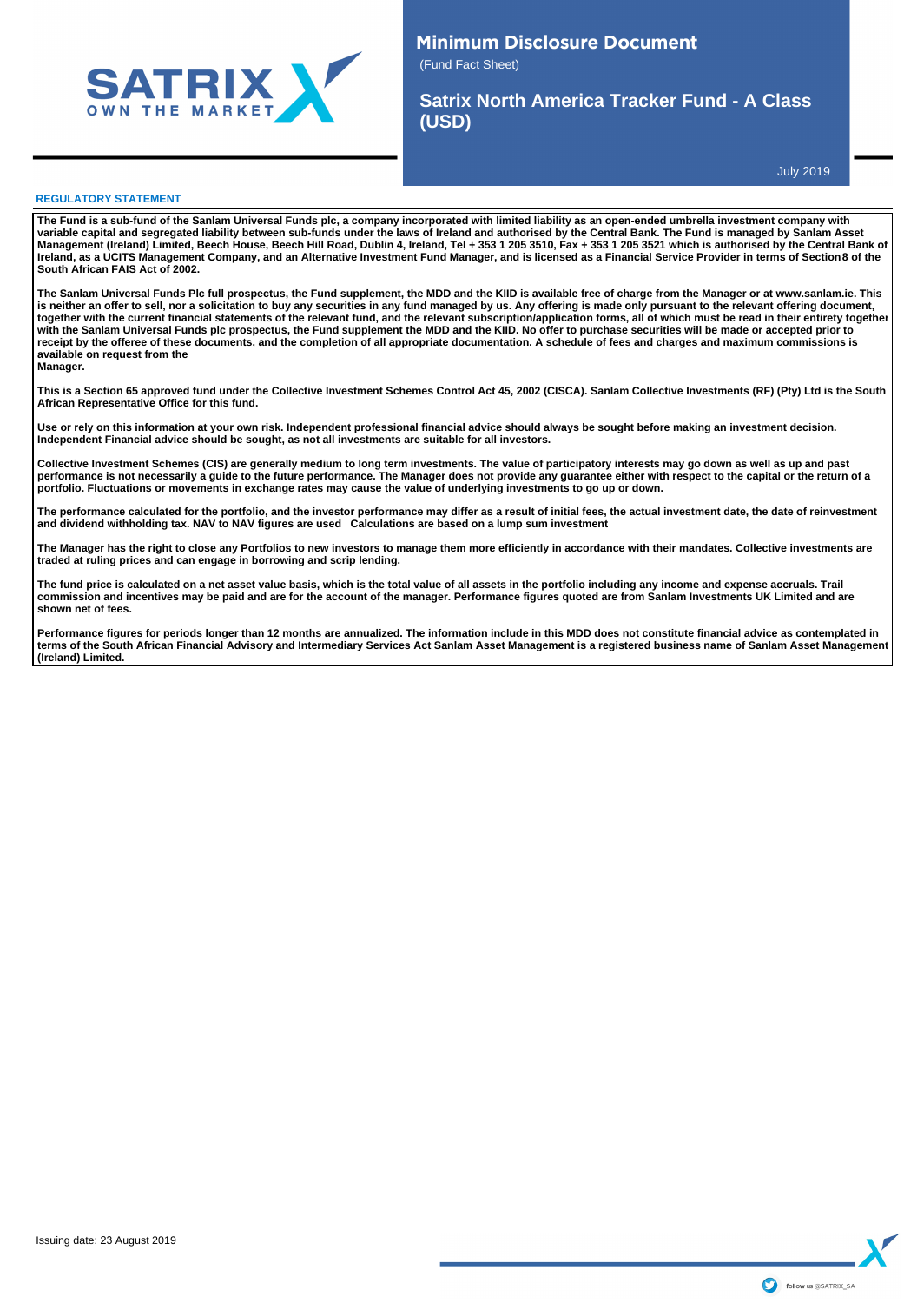# Minimum Disclosure Document

(Fund Fact Sheet)

## Satrix North America Tracker Fund - A Class (USD)

July 2019

### REGULATORY STATEMENT

**The Fund is a sub-fund of the Sanlam Universal Funds plc, a company incorporated with limited liability as an open-ended umbrella investment company with variable capital and segregated liability between sub-funds under the laws of Ireland and authorised by the Central Bank. The Fund is managed by Sanlam Asset Management (Ireland) Limited, Beech House, Beech Hill Road, Dublin 4, Ireland, Tel + 353 1 205 3510, Fax + 353 1 205 3521 which is authorised by the Central Bank of Ireland, as a UCITS Management Company, and an Alternative Investment Fund Manager, and is licensed as a Financial Service Provider in terms of Section8 of the South African FAIS Act of 2002.**

**The Sanlam Universal Funds Plc full prospectus, the Fund supplement, the MDD and the KIID is available free of charge from the Manager or at www.sanlam.ie. This is neither an offer to sell, nor a solicitation to buy any securities in any fund managed by us. Any offering is made only pursuant to the relevant offering document, together with the current financial statements of the relevant fund, and the relevant subscription/application forms, all of which must be read in their entirety together with the Sanlam Universal Funds plc prospectus, the Fund supplement the MDD and the KIID. No offer to purchase securities will be made or accepted prior to receipt by the offeree of these documents, and the completion of all appropriate documentation. A schedule of fees and charges and maximum commissions is available on request from the Manager.**

**This is a Section 65 approved fund under the Collective Investment Schemes Control Act 45, 2002 (CISCA). Sanlam Collective Investments (RF) (Pty) Ltd is the South African Representative Office for this fund.**

**Use or rely on this information at your own risk. Independent professional financial advice should always be sought before making an investment decision. Independent Financial advice should be sought, as not all investments are suitable for all investors.**

**Collective Investment Schemes (CIS) are generally medium to long term investments. The value of participatory interests may go down as well as up and past performance is not necessarily a guide to the future performance. The Manager does not provide any guarantee either with respect to the capital or the return of a portfolio. Fluctuations or movements in exchange rates may cause the value of underlying investments to go up or down.**

**The performance calculated for the portfolio, and the investor performance may differ as a result of initial fees, the actual investment date, the date of reinvestment and dividend withholding tax. NAV to NAV figures are used Calculations are based on a lump sum investment**

**The Manager has the right to close any Portfolios to new investors to manage them more efficiently in accordance with their mandates. Collective investments are traded at ruling prices and can engage in borrowing and scrip lending.**

**The fund price is calculated on a net asset value basis, which is the total value of all assets in the portfolio including any income and expense accruals. Trail commission and incentives may be paid and are for the account of the manager. Performance figures quoted are from Sanlam Investments UK Limited and are shown net of fees.**

**Performance figures for periods longer than 12 months are annualized. The information include in this MDD does not constitute financial advice as contemplated in terms of the South African Financial Advisory and Intermediary Services Act Sanlam Asset Management is a registered business name of Sanlam Asset Management (Ireland) Limited.**

Issuing date: 23 August 2019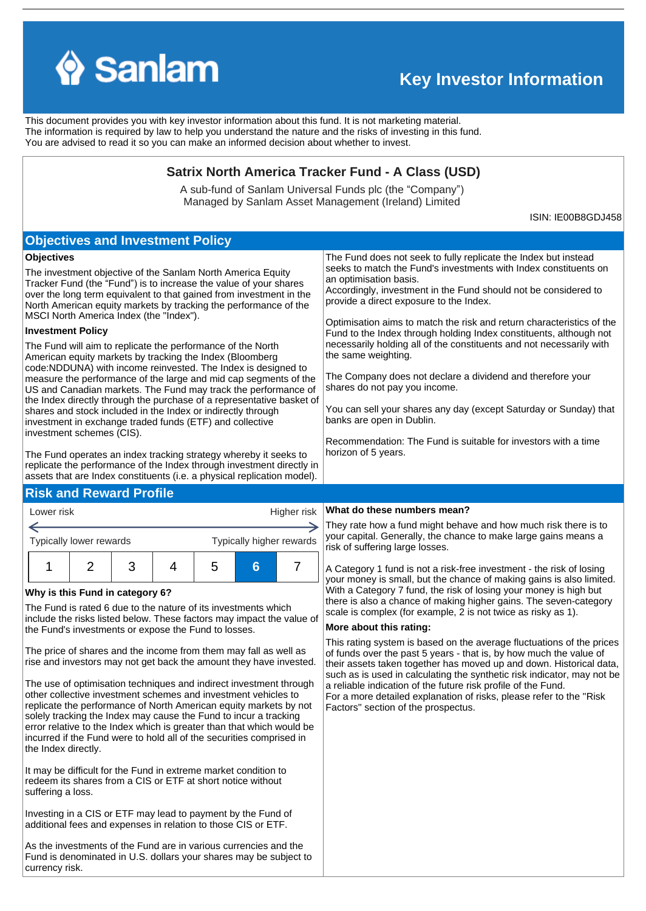# Key Investor Information

This document provides you with key investor information about this fund. It is not marketing material. The information is required by law to help you understand the nature and the risks of investing in this fund. You are advised to read it so you can make an informed decision about whether to invest.

## Satrix North America Tracker Fund - A Class (USD)

A sub-fund of Sanlam Universal Funds plc (the "Company")
Managed by Sanlam Asset Management (Ireland) Limited

ISIN: IE00B8GDJ458

## Objectives and Investment Policy

**Objectives**

The investment objective of the Sanlam North America Equity Tracker Fund (the "Fund") is to increase the value of your shares over the long term equivalent to that gained from investment in the North American equity markets by tracking the performance of the MSCI North America Index (the "Index").

**Investment Policy**

The Fund will aim to replicate the performance of the North American equity markets by tracking the Index (Bloomberg code:NDDUNA) with income reinvested. The Index is designed to measure the performance of the large and mid cap segments of the US and Canadian markets. The Fund may track the performance of the Index directly through the purchase of a representative basket of shares and stock included in the Index or indirectly through investment in exchange traded funds (ETF) and collective investment schemes (CIS).

The Fund operates an index tracking strategy whereby it seeks to replicate the performance of the Index through investment directly in assets that are Index constituents (i.e. a physical replication model).

The Fund does not seek to fully replicate the Index but instead seeks to match the Fund's investments with Index constituents on an optimisation basis.
Accordingly, investment in the Fund should not be considered to provide a direct exposure to the Index.

Optimisation aims to match the risk and return characteristics of the Fund to the Index through holding Index constituents, although not necessarily holding all of the constituents and not necessarily with the same weighting.

The Company does not declare a dividend and therefore your shares do not pay you income.

You can sell your shares any day (except Saturday or Sunday) that banks are open in Dublin.

Recommendation: The Fund is suitable for investors with a time horizon of 5 years.

## Risk and Reward Profile

| Lower risk | | | | | | Higher risk |
|---|---|---|---|---|---|---|
| Typically lower rewards | | | | | | Typically higher rewards |
| 1 | 2 | 3 | 4 | 5 | **6** | 7 |

**Why is this Fund in category 6?**

The Fund is rated 6 due to the nature of its investments which include the risks listed below. These factors may impact the value of the Fund's investments or expose the Fund to losses.

The price of shares and the income from them may fall as well as rise and investors may not get back the amount they have invested.

The use of optimisation techniques and indirect investment through other collective investment schemes and investment vehicles to replicate the performance of North American equity markets by not solely tracking the Index may cause the Fund to incur a tracking error relative to the Index which is greater than that which would be incurred if the Fund were to hold all of the securities comprised in the Index directly.

It may be difficult for the Fund in extreme market condition to redeem its shares from a CIS or ETF at short notice without suffering a loss.

Investing in a CIS or ETF may lead to payment by the Fund of additional fees and expenses in relation to those CIS or ETF.

As the investments of the Fund are in various currencies and the Fund is denominated in U.S. dollars your shares may be subject to currency risk.

**What do these numbers mean?**

They rate how a fund might behave and how much risk there is to your capital. Generally, the chance to make large gains means a risk of suffering large losses.

A Category 1 fund is not a risk-free investment - the risk of losing your money is small, but the chance of making gains is also limited. With a Category 7 fund, the risk of losing your money is high but there is also a chance of making higher gains. The seven-category scale is complex (for example, 2 is not twice as risky as 1).

**More about this rating:**

This rating system is based on the average fluctuations of the prices of funds over the past 5 years - that is, by how much the value of their assets taken together has moved up and down. Historical data, such as is used in calculating the synthetic risk indicator, may not be a reliable indication of the future risk profile of the Fund.
For a more detailed explanation of risks, please refer to the "Risk Factors" section of the prospectus.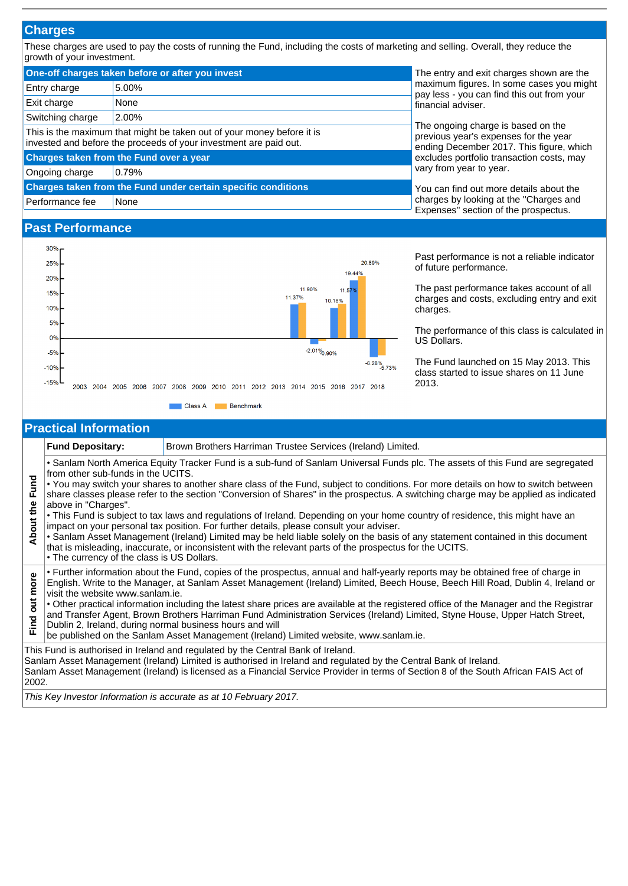## Charges

These charges are used to pay the costs of running the Fund, including the costs of marketing and selling. Overall, they reduce the growth of your investment.

| One-off charges taken before or after you invest | |
|---|---|
| Entry charge | 5.00% |
| Exit charge | None |
| Switching charge | 2.00% |
| This is the maximum that might be taken out of your money before it is invested and before the proceeds of your investment are paid out. | |
| **Charges taken from the Fund over a year** | |
| Ongoing charge | 0.79% |
| **Charges taken from the Fund under certain specific conditions** | |
| Performance fee | None |

The entry and exit charges shown are the maximum figures. In some cases you might pay less - you can find this out from your financial adviser.

The ongoing charge is based on the previous year's expenses for the year ending December 2017. This figure, which excludes portfolio transaction costs, may vary from year to year.

You can find out more details about the charges by looking at the "Charges and Expenses" section of the prospectus.

## Past Performance

30%
25%
20%
15%
10%
5%
0%
-5%
-10%
-15%

2003 2004 2005 2006 2007 2008 2009 2010 2011 2012 2013 2014 2015 2016 2017 2018

11.37% 11.90% -2.01% -0.90% 10.18% 11.57% 19.44% 20.89% -6.28% -5.73%

Class A Benchmark

Past performance is not a reliable indicator of future performance.

The past performance takes account of all charges and costs, excluding entry and exit charges.

The performance of this class is calculated in US Dollars.

The Fund launched on 15 May 2013. This class started to issue shares on 11 June 2013.

## Practical Information

| | | |
|---|---|---|
| About the Fund | **Fund Depositary:** | Brown Brothers Harriman Trustee Services (Ireland) Limited. |
| | • Sanlam North America Equity Tracker Fund is a sub-fund of Sanlam Universal Funds plc. The assets of this Fund are segregated from other sub-funds in the UCITS.<br>• You may switch your shares to another share class of the Fund, subject to conditions. For more details on how to switch between share classes please refer to the section "Conversion of Shares" in the prospectus. A switching charge may be applied as indicated above in "Charges".<br>• This Fund is subject to tax laws and regulations of Ireland. Depending on your home country of residence, this might have an impact on your personal tax position. For further details, please consult your adviser.<br>• Sanlam Asset Management (Ireland) Limited may be held liable solely on the basis of any statement contained in this document that is misleading, inaccurate, or inconsistent with the relevant parts of the prospectus for the UCITS.<br>• The currency of the class is US Dollars. | |
| Find out more | • Further information about the Fund, copies of the prospectus, annual and half-yearly reports may be obtained free of charge in English. Write to the Manager, at Sanlam Asset Management (Ireland) Limited, Beech House, Beech Hill Road, Dublin 4, Ireland or visit the website www.sanlam.ie.<br>• Other practical information including the latest share prices are available at the registered office of the Manager and the Registrar and Transfer Agent, Brown Brothers Harriman Fund Administration Services (Ireland) Limited, Styne House, Upper Hatch Street, Dublin 2, Ireland, during normal business hours and will be published on the Sanlam Asset Management (Ireland) Limited website, www.sanlam.ie. | |

This Fund is authorised in Ireland and regulated by the Central Bank of Ireland.
Sanlam Asset Management (Ireland) Limited is authorised in Ireland and regulated by the Central Bank of Ireland.
Sanlam Asset Management (Ireland) is licensed as a Financial Service Provider in terms of Section 8 of the South African FAIS Act of 2002.

*This Key Investor Information is accurate as at 10 February 2017.*